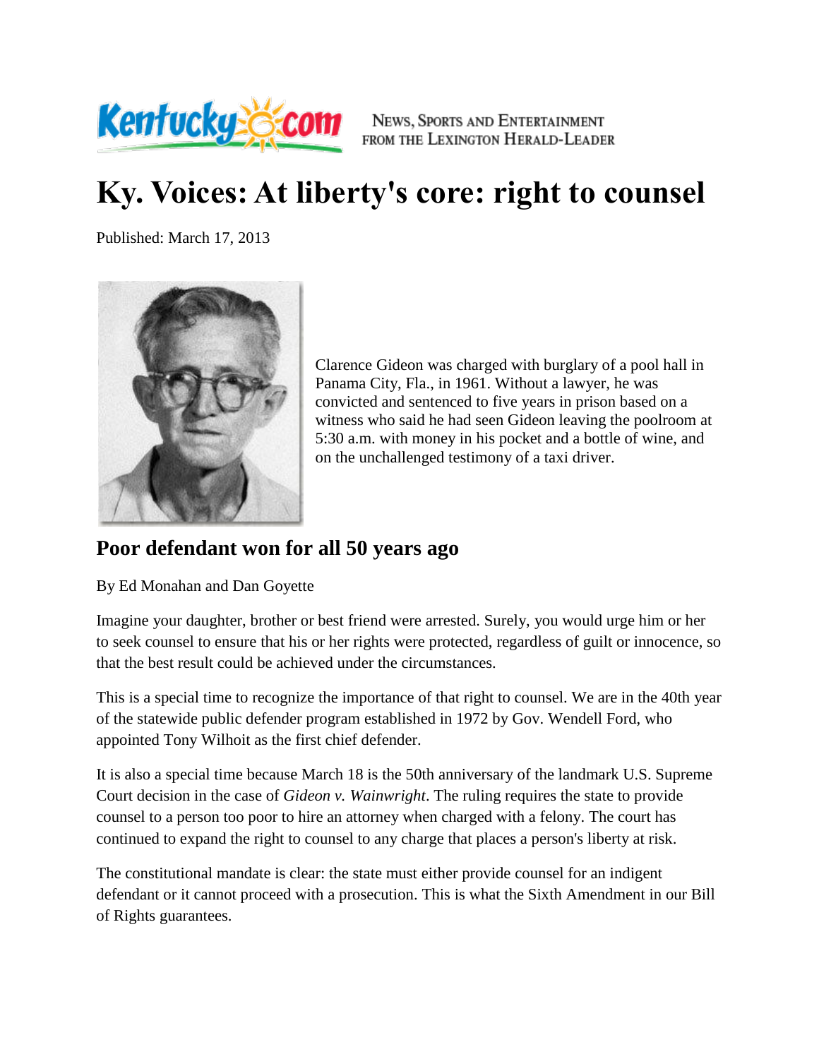Kentucky.com — News, Sports and Entertainment from the Lexington Herald-Leader

# Ky. Voices: At liberty's core: right to counsel

Published: March 17, 2013

Clarence Gideon was charged with burglary of a pool hall in Panama City, Fla., in 1961. Without a lawyer, he was convicted and sentenced to five years in prison based on a witness who said he had seen Gideon leaving the poolroom at 5:30 a.m. with money in his pocket and a bottle of wine, and on the unchallenged testimony of a taxi driver.

## Poor defendant won for all 50 years ago

By Ed Monahan and Dan Goyette

Imagine your daughter, brother or best friend were arrested. Surely, you would urge him or her to seek counsel to ensure that his or her rights were protected, regardless of guilt or innocence, so that the best result could be achieved under the circumstances.

This is a special time to recognize the importance of that right to counsel. We are in the 40th year of the statewide public defender program established in 1972 by Gov. Wendell Ford, who appointed Tony Wilhoit as the first chief defender.

It is also a special time because March 18 is the 50th anniversary of the landmark U.S. Supreme Court decision in the case of *Gideon v. Wainwright*. The ruling requires the state to provide counsel to a person too poor to hire an attorney when charged with a felony. The court has continued to expand the right to counsel to any charge that places a person's liberty at risk.

The constitutional mandate is clear: the state must either provide counsel for an indigent defendant or it cannot proceed with a prosecution. This is what the Sixth Amendment in our Bill of Rights guarantees.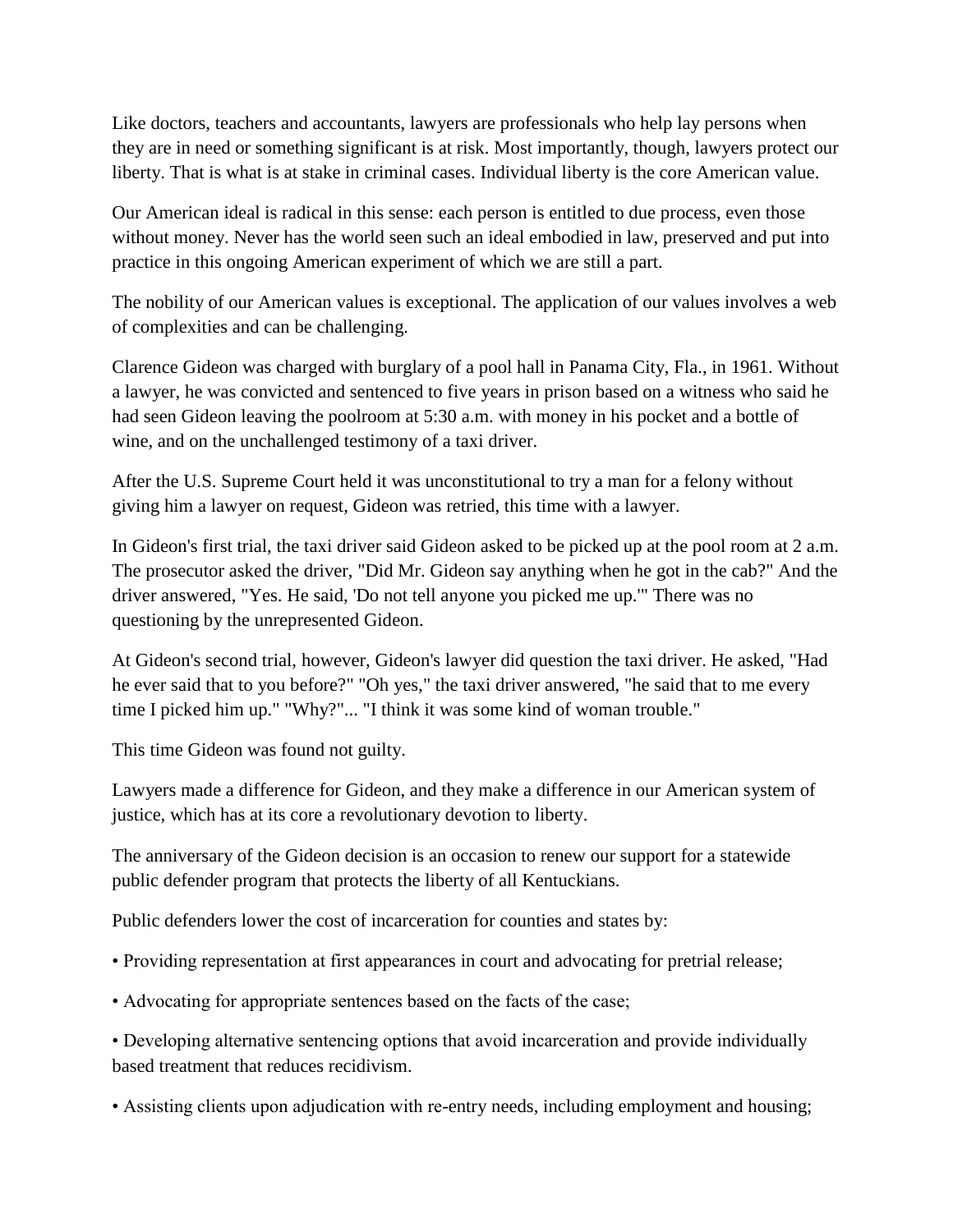Like doctors, teachers and accountants, lawyers are professionals who help lay persons when they are in need or something significant is at risk. Most importantly, though, lawyers protect our liberty. That is what is at stake in criminal cases. Individual liberty is the core American value.

Our American ideal is radical in this sense: each person is entitled to due process, even those without money. Never has the world seen such an ideal embodied in law, preserved and put into practice in this ongoing American experiment of which we are still a part.

The nobility of our American values is exceptional. The application of our values involves a web of complexities and can be challenging.

Clarence Gideon was charged with burglary of a pool hall in Panama City, Fla., in 1961. Without a lawyer, he was convicted and sentenced to five years in prison based on a witness who said he had seen Gideon leaving the poolroom at 5:30 a.m. with money in his pocket and a bottle of wine, and on the unchallenged testimony of a taxi driver.

After the U.S. Supreme Court held it was unconstitutional to try a man for a felony without giving him a lawyer on request, Gideon was retried, this time with a lawyer.

In Gideon's first trial, the taxi driver said Gideon asked to be picked up at the pool room at 2 a.m. The prosecutor asked the driver, "Did Mr. Gideon say anything when he got in the cab?" And the driver answered, "Yes. He said, 'Do not tell anyone you picked me up.'" There was no questioning by the unrepresented Gideon.

At Gideon's second trial, however, Gideon's lawyer did question the taxi driver. He asked, "Had he ever said that to you before?" "Oh yes," the taxi driver answered, "he said that to me every time I picked him up." "Why?"... "I think it was some kind of woman trouble."

This time Gideon was found not guilty.

Lawyers made a difference for Gideon, and they make a difference in our American system of justice, which has at its core a revolutionary devotion to liberty.

The anniversary of the Gideon decision is an occasion to renew our support for a statewide public defender program that protects the liberty of all Kentuckians.

Public defenders lower the cost of incarceration for counties and states by:

• Providing representation at first appearances in court and advocating for pretrial release;

• Advocating for appropriate sentences based on the facts of the case;

• Developing alternative sentencing options that avoid incarceration and provide individually based treatment that reduces recidivism.

• Assisting clients upon adjudication with re-entry needs, including employment and housing;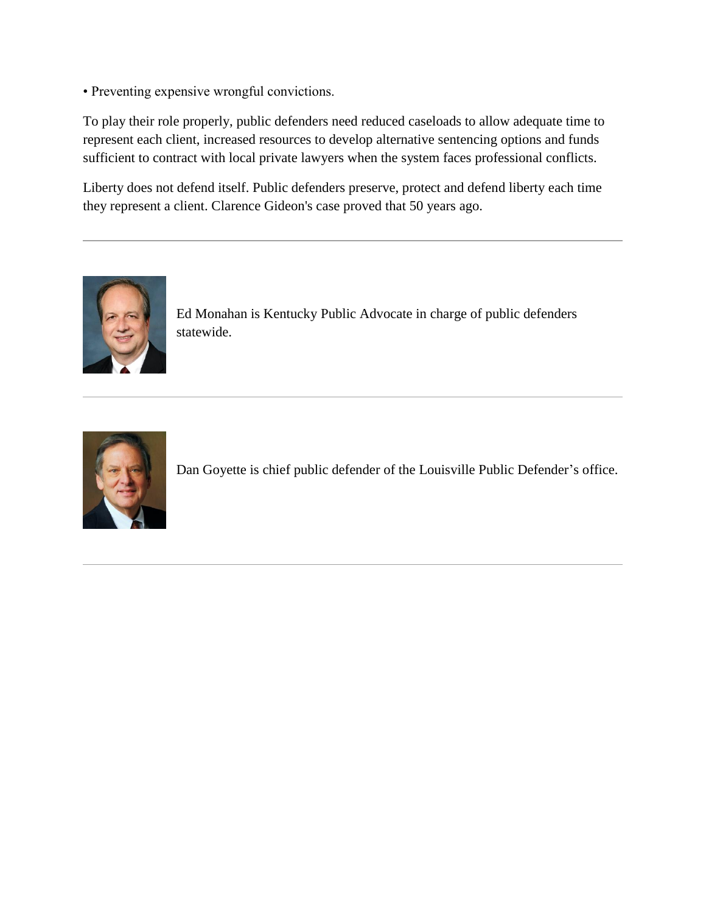• Preventing expensive wrongful convictions.

To play their role properly, public defenders need reduced caseloads to allow adequate time to represent each client, increased resources to develop alternative sentencing options and funds sufficient to contract with local private lawyers when the system faces professional conflicts.

Liberty does not defend itself. Public defenders preserve, protect and defend liberty each time they represent a client. Clarence Gideon's case proved that 50 years ago.

---

Ed Monahan is Kentucky Public Advocate in charge of public defenders statewide.

---

Dan Goyette is chief public defender of the Louisville Public Defender's office.

---